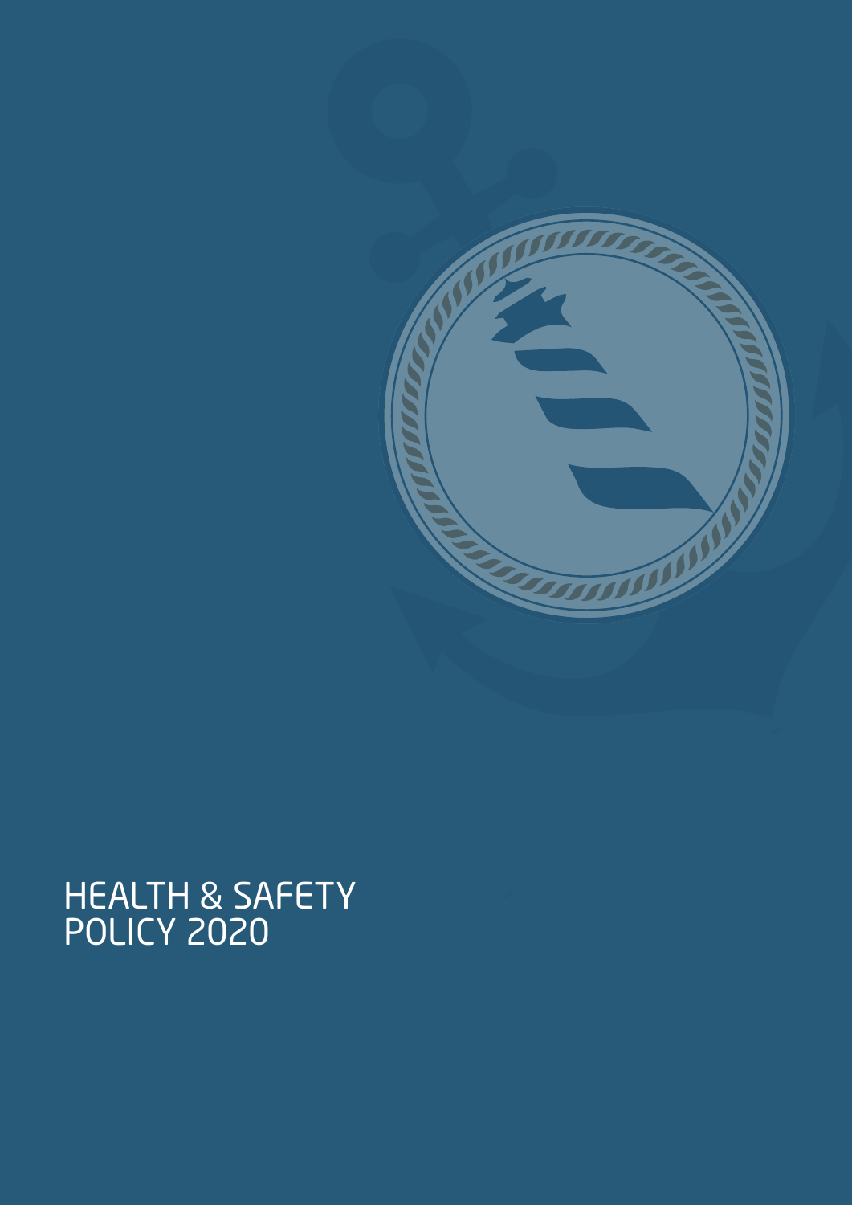# HEALTH & SAFETY POLICY 2020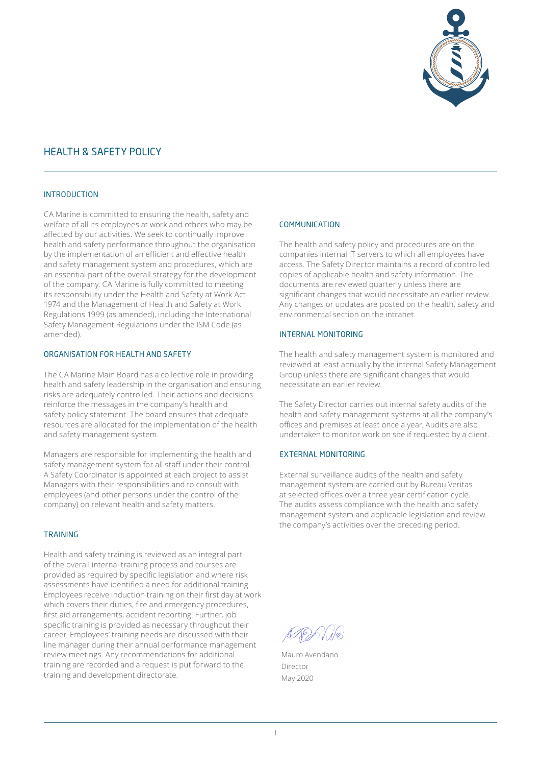# HEALTH & SAFETY POLICY

## INTRODUCTION

CA Marine is committed to ensuring the health, safety and welfare of all its employees at work and others who may be affected by our activities. We seek to continually improve health and safety performance throughout the organisation by the implementation of an efficient and effective health and safety management system and procedures, which are an essential part of the overall strategy for the development of the company. CA Marine is fully committed to meeting its responsibility under the Health and Safety at Work Act 1974 and the Management of Health and Safety at Work Regulations 1999 (as amended), including the International Safety Management Regulations under the ISM Code (as amended).

## ORGANISATION FOR HEALTH AND SAFETY

The CA Marine Main Board has a collective role in providing health and safety leadership in the organisation and ensuring risks are adequately controlled. Their actions and decisions reinforce the messages in the company's health and safety policy statement. The board ensures that adequate resources are allocated for the implementation of the health and safety management system.

Managers are responsible for implementing the health and safety management system for all staff under their control. A Safety Coordinator is appointed at each project to assist Managers with their responsibilities and to consult with employees (and other persons under the control of the company) on relevant health and safety matters.

## TRAINING

Health and safety training is reviewed as an integral part of the overall internal training process and courses are provided as required by specific legislation and where risk assessments have identified a need for additional training. Employees receive induction training on their first day at work which covers their duties, fire and emergency procedures, first aid arrangements, accident reporting. Further, job specific training is provided as necessary throughout their career. Employees' training needs are discussed with their line manager during their annual performance management review meetings. Any recommendations for additional training are recorded and a request is put forward to the training and development directorate.

## COMMUNICATION

The health and safety policy and procedures are on the companies internal IT servers to which all employees have access. The Safety Director maintains a record of controlled copies of applicable health and safety information. The documents are reviewed quarterly unless there are significant changes that would necessitate an earlier review. Any changes or updates are posted on the health, safety and environmental section on the intranet.

## INTERNAL MONITORING

The health and safety management system is monitored and reviewed at least annually by the internal Safety Management Group unless there are significant changes that would necessitate an earlier review.

The Safety Director carries out internal safety audits of the health and safety management systems at all the company's offices and premises at least once a year. Audits are also undertaken to monitor work on site if requested by a client.

## EXTERNAL MONITORING

External surveillance audits of the health and safety management system are carried out by Bureau Veritas at selected offices over a three year certification cycle. The audits assess compliance with the health and safety management system and applicable legislation and review the company's activities over the preceding period.

Mauro Avendano
Director
May 2020